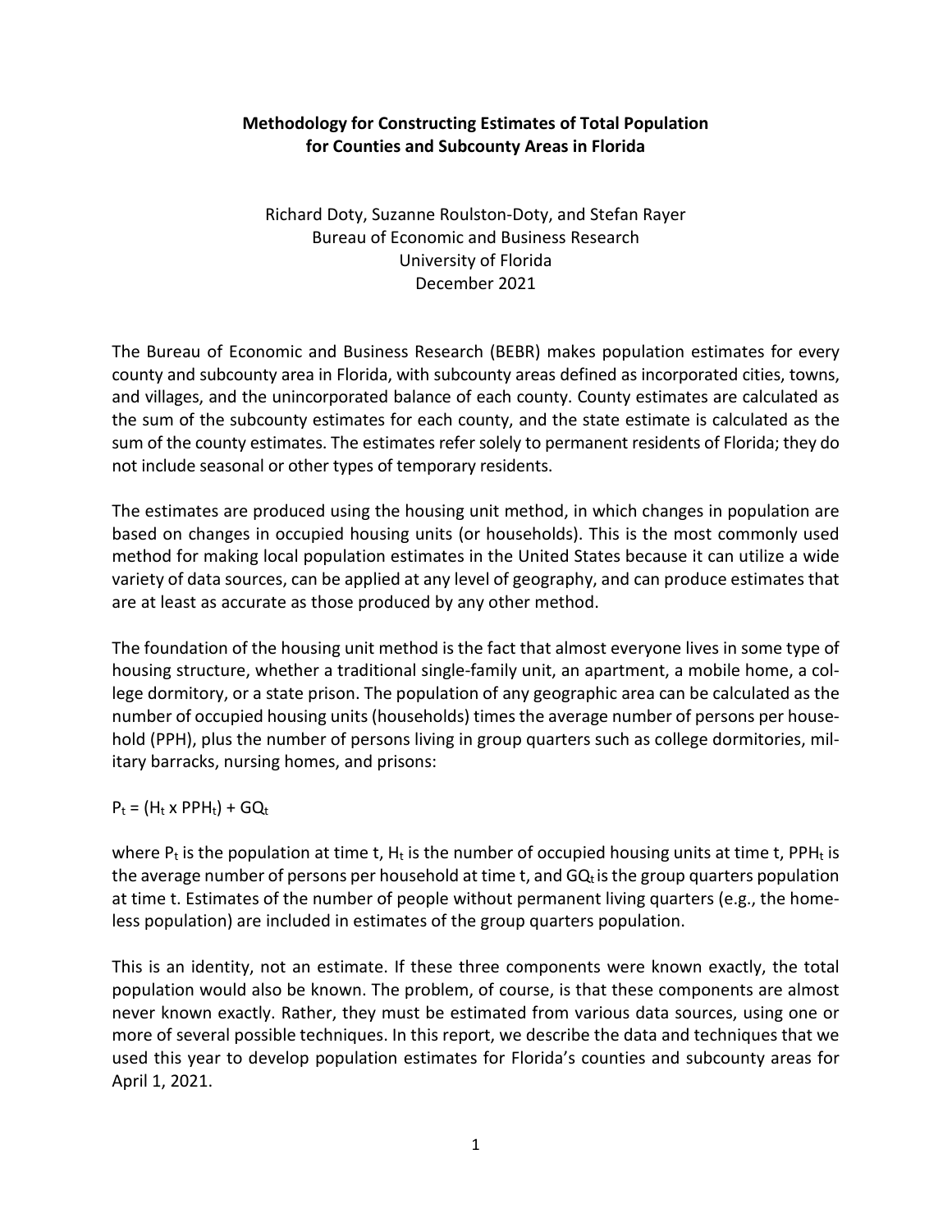# Methodology for Constructing Estimates of Total Population for Counties and Subcounty Areas in Florida

Richard Doty, Suzanne Roulston-Doty, and Stefan Rayer
Bureau of Economic and Business Research
University of Florida
December 2021

The Bureau of Economic and Business Research (BEBR) makes population estimates for every county and subcounty area in Florida, with subcounty areas defined as incorporated cities, towns, and villages, and the unincorporated balance of each county. County estimates are calculated as the sum of the subcounty estimates for each county, and the state estimate is calculated as the sum of the county estimates. The estimates refer solely to permanent residents of Florida; they do not include seasonal or other types of temporary residents.

The estimates are produced using the housing unit method, in which changes in population are based on changes in occupied housing units (or households). This is the most commonly used method for making local population estimates in the United States because it can utilize a wide variety of data sources, can be applied at any level of geography, and can produce estimates that are at least as accurate as those produced by any other method.

The foundation of the housing unit method is the fact that almost everyone lives in some type of housing structure, whether a traditional single-family unit, an apartment, a mobile home, a college dormitory, or a state prison. The population of any geographic area can be calculated as the number of occupied housing units (households) times the average number of persons per household (PPH), plus the number of persons living in group quarters such as college dormitories, military barracks, nursing homes, and prisons:

$$P_t = (H_t \times PPH_t) + GQ_t$$

where $P_t$ is the population at time t, $H_t$ is the number of occupied housing units at time t, $PPH_t$ is the average number of persons per household at time t, and $GQ_t$ is the group quarters population at time t. Estimates of the number of people without permanent living quarters (e.g., the homeless population) are included in estimates of the group quarters population.

This is an identity, not an estimate. If these three components were known exactly, the total population would also be known. The problem, of course, is that these components are almost never known exactly. Rather, they must be estimated from various data sources, using one or more of several possible techniques. In this report, we describe the data and techniques that we used this year to develop population estimates for Florida's counties and subcounty areas for April 1, 2021.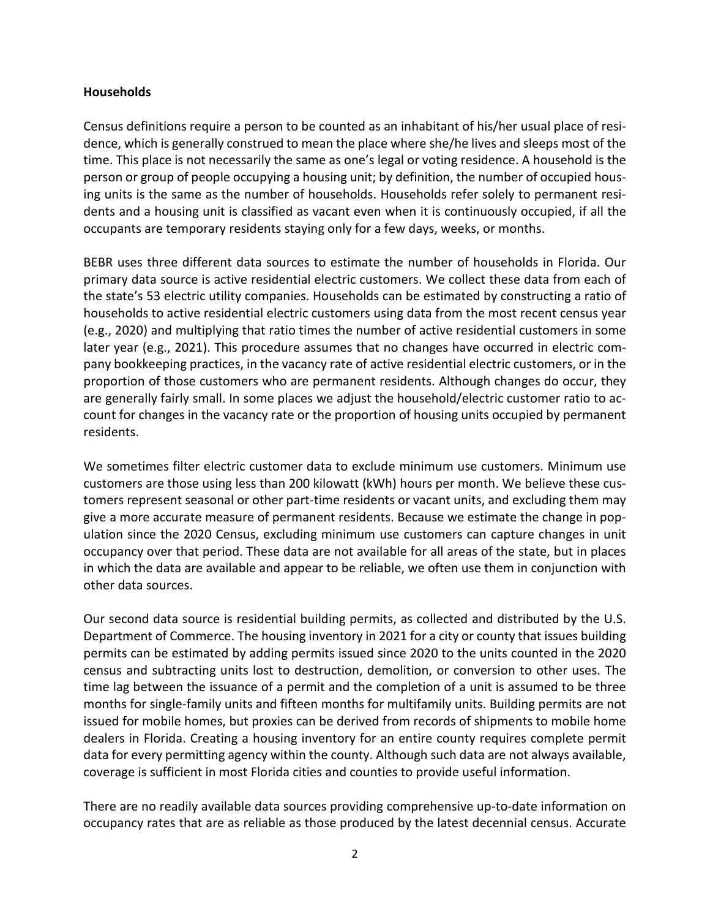**Households**

Census definitions require a person to be counted as an inhabitant of his/her usual place of residence, which is generally construed to mean the place where she/he lives and sleeps most of the time. This place is not necessarily the same as one's legal or voting residence. A household is the person or group of people occupying a housing unit; by definition, the number of occupied housing units is the same as the number of households. Households refer solely to permanent residents and a housing unit is classified as vacant even when it is continuously occupied, if all the occupants are temporary residents staying only for a few days, weeks, or months.

BEBR uses three different data sources to estimate the number of households in Florida. Our primary data source is active residential electric customers. We collect these data from each of the state's 53 electric utility companies. Households can be estimated by constructing a ratio of households to active residential electric customers using data from the most recent census year (e.g., 2020) and multiplying that ratio times the number of active residential customers in some later year (e.g., 2021). This procedure assumes that no changes have occurred in electric company bookkeeping practices, in the vacancy rate of active residential electric customers, or in the proportion of those customers who are permanent residents. Although changes do occur, they are generally fairly small. In some places we adjust the household/electric customer ratio to account for changes in the vacancy rate or the proportion of housing units occupied by permanent residents.

We sometimes filter electric customer data to exclude minimum use customers. Minimum use customers are those using less than 200 kilowatt (kWh) hours per month. We believe these customers represent seasonal or other part-time residents or vacant units, and excluding them may give a more accurate measure of permanent residents. Because we estimate the change in population since the 2020 Census, excluding minimum use customers can capture changes in unit occupancy over that period. These data are not available for all areas of the state, but in places in which the data are available and appear to be reliable, we often use them in conjunction with other data sources.

Our second data source is residential building permits, as collected and distributed by the U.S. Department of Commerce. The housing inventory in 2021 for a city or county that issues building permits can be estimated by adding permits issued since 2020 to the units counted in the 2020 census and subtracting units lost to destruction, demolition, or conversion to other uses. The time lag between the issuance of a permit and the completion of a unit is assumed to be three months for single-family units and fifteen months for multifamily units. Building permits are not issued for mobile homes, but proxies can be derived from records of shipments to mobile home dealers in Florida. Creating a housing inventory for an entire county requires complete permit data for every permitting agency within the county. Although such data are not always available, coverage is sufficient in most Florida cities and counties to provide useful information.

There are no readily available data sources providing comprehensive up-to-date information on occupancy rates that are as reliable as those produced by the latest decennial census. Accurate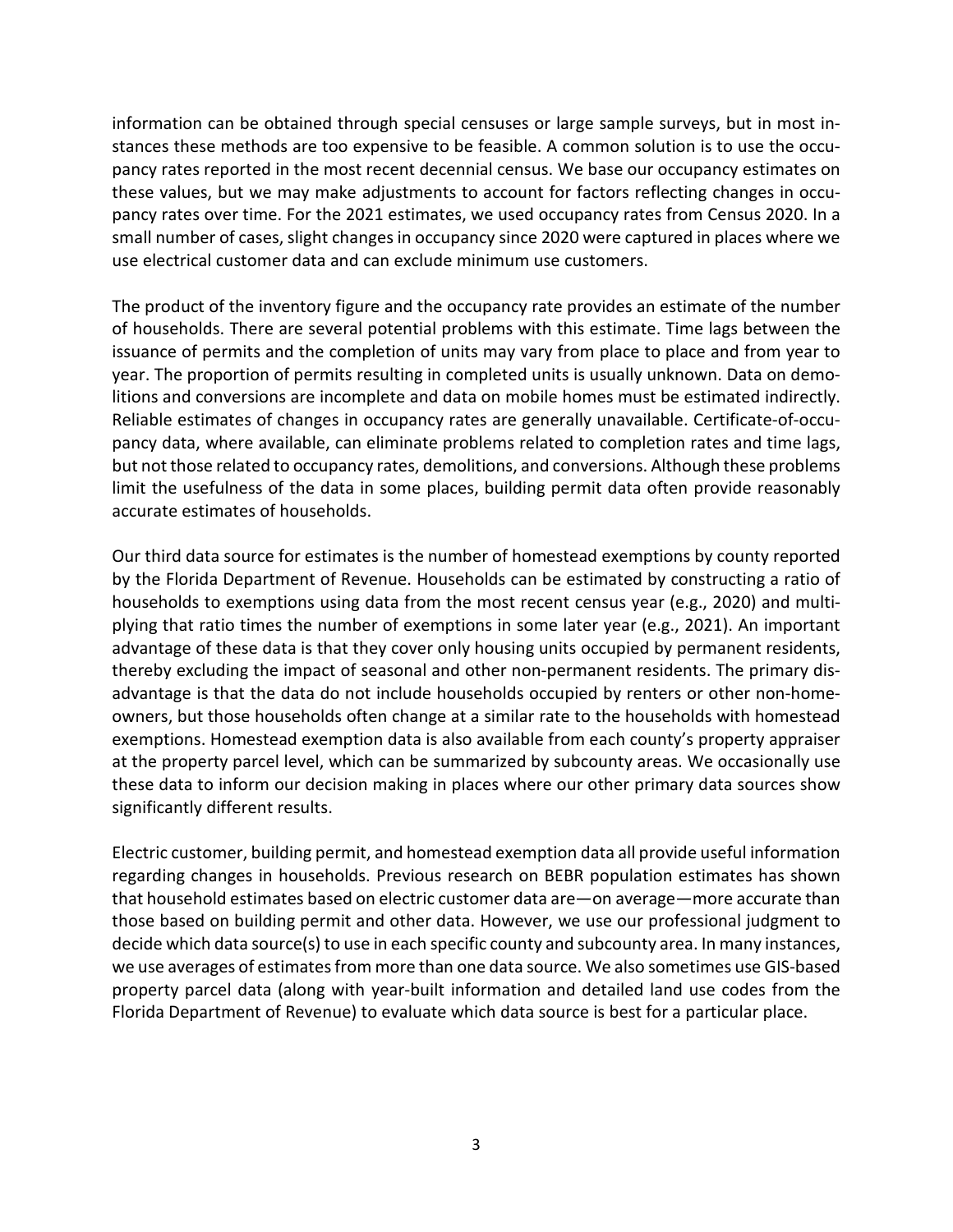information can be obtained through special censuses or large sample surveys, but in most instances these methods are too expensive to be feasible. A common solution is to use the occupancy rates reported in the most recent decennial census. We base our occupancy estimates on these values, but we may make adjustments to account for factors reflecting changes in occupancy rates over time. For the 2021 estimates, we used occupancy rates from Census 2020. In a small number of cases, slight changes in occupancy since 2020 were captured in places where we use electrical customer data and can exclude minimum use customers.

The product of the inventory figure and the occupancy rate provides an estimate of the number of households. There are several potential problems with this estimate. Time lags between the issuance of permits and the completion of units may vary from place to place and from year to year. The proportion of permits resulting in completed units is usually unknown. Data on demolitions and conversions are incomplete and data on mobile homes must be estimated indirectly. Reliable estimates of changes in occupancy rates are generally unavailable. Certificate-of-occupancy data, where available, can eliminate problems related to completion rates and time lags, but not those related to occupancy rates, demolitions, and conversions. Although these problems limit the usefulness of the data in some places, building permit data often provide reasonably accurate estimates of households.

Our third data source for estimates is the number of homestead exemptions by county reported by the Florida Department of Revenue. Households can be estimated by constructing a ratio of households to exemptions using data from the most recent census year (e.g., 2020) and multiplying that ratio times the number of exemptions in some later year (e.g., 2021). An important advantage of these data is that they cover only housing units occupied by permanent residents, thereby excluding the impact of seasonal and other non-permanent residents. The primary disadvantage is that the data do not include households occupied by renters or other non-homeowners, but those households often change at a similar rate to the households with homestead exemptions. Homestead exemption data is also available from each county's property appraiser at the property parcel level, which can be summarized by subcounty areas. We occasionally use these data to inform our decision making in places where our other primary data sources show significantly different results.

Electric customer, building permit, and homestead exemption data all provide useful information regarding changes in households. Previous research on BEBR population estimates has shown that household estimates based on electric customer data are—on average—more accurate than those based on building permit and other data. However, we use our professional judgment to decide which data source(s) to use in each specific county and subcounty area. In many instances, we use averages of estimates from more than one data source. We also sometimes use GIS-based property parcel data (along with year-built information and detailed land use codes from the Florida Department of Revenue) to evaluate which data source is best for a particular place.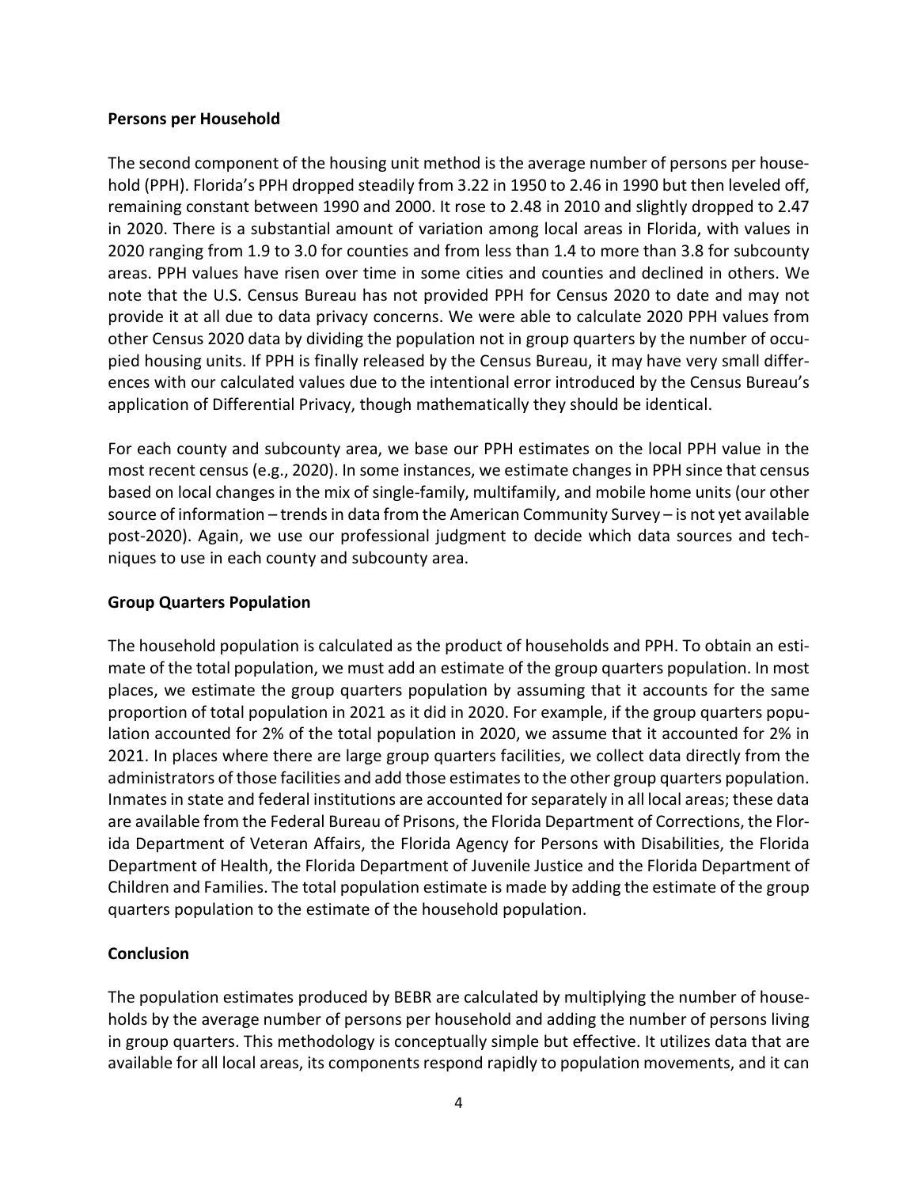**Persons per Household**

The second component of the housing unit method is the average number of persons per household (PPH). Florida's PPH dropped steadily from 3.22 in 1950 to 2.46 in 1990 but then leveled off, remaining constant between 1990 and 2000. It rose to 2.48 in 2010 and slightly dropped to 2.47 in 2020. There is a substantial amount of variation among local areas in Florida, with values in 2020 ranging from 1.9 to 3.0 for counties and from less than 1.4 to more than 3.8 for subcounty areas. PPH values have risen over time in some cities and counties and declined in others. We note that the U.S. Census Bureau has not provided PPH for Census 2020 to date and may not provide it at all due to data privacy concerns. We were able to calculate 2020 PPH values from other Census 2020 data by dividing the population not in group quarters by the number of occupied housing units. If PPH is finally released by the Census Bureau, it may have very small differences with our calculated values due to the intentional error introduced by the Census Bureau's application of Differential Privacy, though mathematically they should be identical.

For each county and subcounty area, we base our PPH estimates on the local PPH value in the most recent census (e.g., 2020). In some instances, we estimate changes in PPH since that census based on local changes in the mix of single-family, multifamily, and mobile home units (our other source of information – trends in data from the American Community Survey – is not yet available post-2020). Again, we use our professional judgment to decide which data sources and techniques to use in each county and subcounty area.

**Group Quarters Population**

The household population is calculated as the product of households and PPH. To obtain an estimate of the total population, we must add an estimate of the group quarters population. In most places, we estimate the group quarters population by assuming that it accounts for the same proportion of total population in 2021 as it did in 2020. For example, if the group quarters population accounted for 2% of the total population in 2020, we assume that it accounted for 2% in 2021. In places where there are large group quarters facilities, we collect data directly from the administrators of those facilities and add those estimates to the other group quarters population. Inmates in state and federal institutions are accounted for separately in all local areas; these data are available from the Federal Bureau of Prisons, the Florida Department of Corrections, the Florida Department of Veteran Affairs, the Florida Agency for Persons with Disabilities, the Florida Department of Health, the Florida Department of Juvenile Justice and the Florida Department of Children and Families. The total population estimate is made by adding the estimate of the group quarters population to the estimate of the household population.

**Conclusion**

The population estimates produced by BEBR are calculated by multiplying the number of households by the average number of persons per household and adding the number of persons living in group quarters. This methodology is conceptually simple but effective. It utilizes data that are available for all local areas, its components respond rapidly to population movements, and it can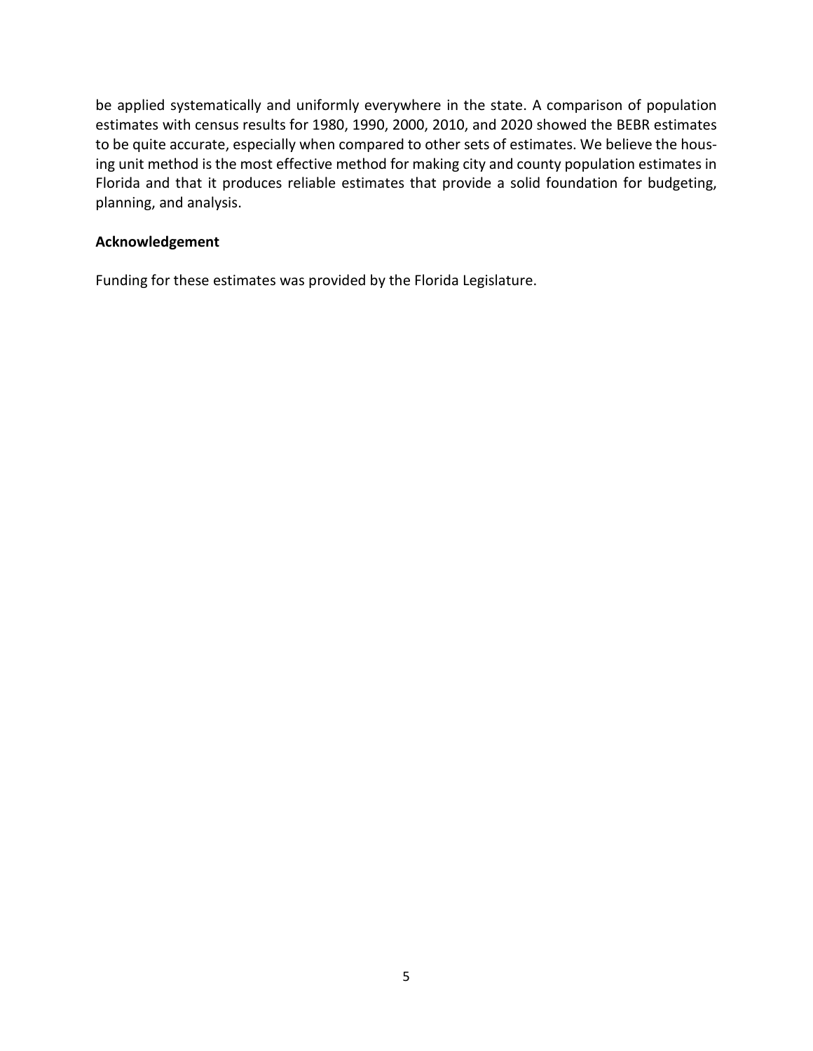be applied systematically and uniformly everywhere in the state. A comparison of population estimates with census results for 1980, 1990, 2000, 2010, and 2020 showed the BEBR estimates to be quite accurate, especially when compared to other sets of estimates. We believe the housing unit method is the most effective method for making city and county population estimates in Florida and that it produces reliable estimates that provide a solid foundation for budgeting, planning, and analysis.

**Acknowledgement**

Funding for these estimates was provided by the Florida Legislature.